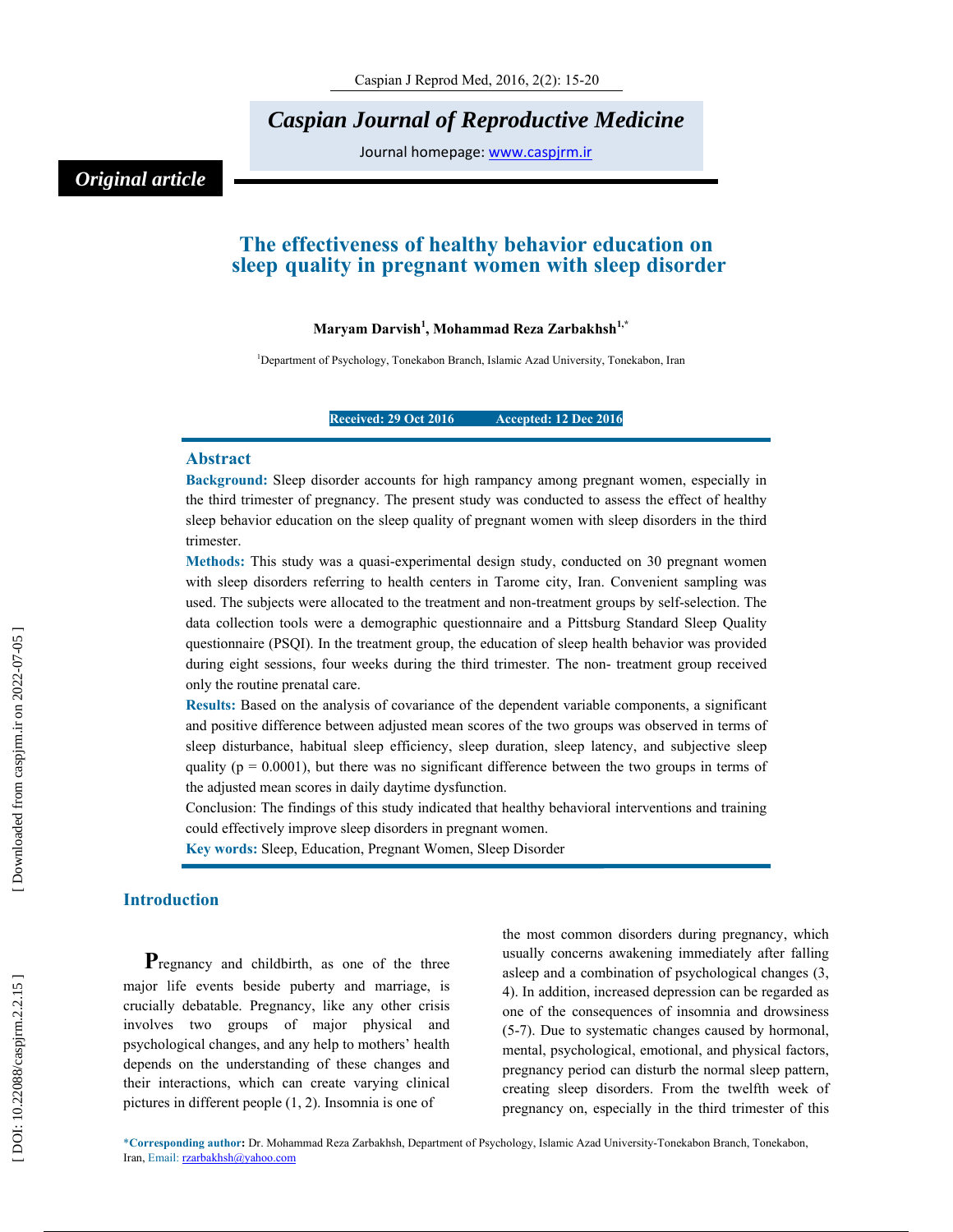*Original article*

# The effectiveness of healthy behavior education on sleep quality in pregnant women with sleep disorder

**Maryam Darvish[1], Mohammad Reza Zarbakhsh[1,*]**

[1]Department of Psychology, Tonekabon Branch, Islamic Azad University, Tonekabon, Iran

**Received: 29 Oct 2016 Accepted: 12 Dec 2016**

## Abstract

**Background:** Sleep disorder accounts for high rampancy among pregnant women, especially in the third trimester of pregnancy. The present study was conducted to assess the effect of healthy sleep behavior education on the sleep quality of pregnant women with sleep disorders in the third trimester.

**Methods:** This study was a quasi-experimental design study, conducted on 30 pregnant women with sleep disorders referring to health centers in Tarome city, Iran. Convenient sampling was used. The subjects were allocated to the treatment and non-treatment groups by self-selection. The data collection tools were a demographic questionnaire and a Pittsburg Standard Sleep Quality questionnaire (PSQI). In the treatment group, the education of sleep health behavior was provided during eight sessions, four weeks during the third trimester. The non- treatment group received only the routine prenatal care.

**Results:** Based on the analysis of covariance of the dependent variable components, a significant and positive difference between adjusted mean scores of the two groups was observed in terms of sleep disturbance, habitual sleep efficiency, sleep duration, sleep latency, and subjective sleep quality ($p = 0.0001$), but there was no significant difference between the two groups in terms of the adjusted mean scores in daily daytime dysfunction.

Conclusion: The findings of this study indicated that healthy behavioral interventions and training could effectively improve sleep disorders in pregnant women.

**Key words:** Sleep, Education, Pregnant Women, Sleep Disorder

## Introduction

**P**regnancy and childbirth, as one of the three major life events beside puberty and marriage, is crucially debatable. Pregnancy, like any other crisis involves two groups of major physical and psychological changes, and any help to mothers' health depends on the understanding of these changes and their interactions, which can create varying clinical pictures in different people (1, 2). Insomnia is one of the most common disorders during pregnancy, which usually concerns awakening immediately after falling asleep and a combination of psychological changes (3, 4). In addition, increased depression can be regarded as one of the consequences of insomnia and drowsiness (5-7). Due to systematic changes caused by hormonal, mental, psychological, emotional, and physical factors, pregnancy period can disturb the normal sleep pattern, creating sleep disorders. From the twelfth week of pregnancy on, especially in the third trimester of this

*Corresponding author: Dr. Mohammad Reza Zarbakhsh, Department of Psychology, Islamic Azad University-Tonekabon Branch, Tonekabon, Iran, Email: rzarbakhsh@yahoo.com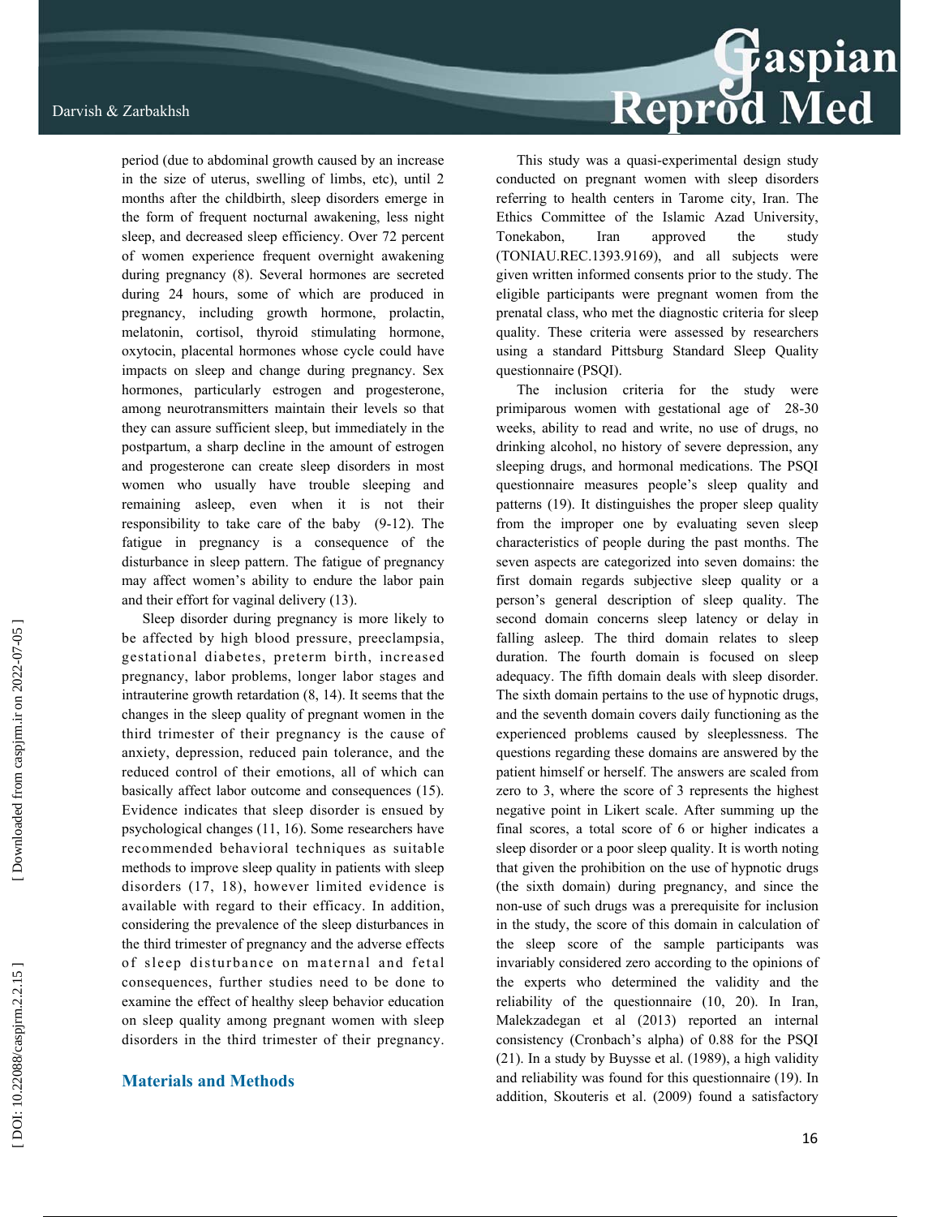period (due to abdominal growth caused by an increase in the size of uterus, swelling of limbs, etc), until 2 months after the childbirth, sleep disorders emerge in the form of frequent nocturnal awakening, less night sleep, and decreased sleep efficiency. Over 72 percent of women experience frequent overnight awakening during pregnancy (8). Several hormones are secreted during 24 hours, some of which are produced in pregnancy, including growth hormone, prolactin, melatonin, cortisol, thyroid stimulating hormone, oxytocin, placental hormones whose cycle could have impacts on sleep and change during pregnancy. Sex hormones, particularly estrogen and progesterone, among neurotransmitters maintain their levels so that they can assure sufficient sleep, but immediately in the postpartum, a sharp decline in the amount of estrogen and progesterone can create sleep disorders in most women who usually have trouble sleeping and remaining asleep, even when it is not their responsibility to take care of the baby (9-12). The fatigue in pregnancy is a consequence of the disturbance in sleep pattern. The fatigue of pregnancy may affect women's ability to endure the labor pain and their effort for vaginal delivery (13).

Sleep disorder during pregnancy is more likely to be affected by high blood pressure, preeclampsia, gestational diabetes, preterm birth, increased pregnancy, labor problems, longer labor stages and intrauterine growth retardation (8, 14). It seems that the changes in the sleep quality of pregnant women in the third trimester of their pregnancy is the cause of anxiety, depression, reduced pain tolerance, and the reduced control of their emotions, all of which can basically affect labor outcome and consequences (15). Evidence indicates that sleep disorder is ensued by psychological changes (11, 16). Some researchers have recommended behavioral techniques as suitable methods to improve sleep quality in patients with sleep disorders (17, 18), however limited evidence is available with regard to their efficacy. In addition, considering the prevalence of the sleep disturbances in the third trimester of pregnancy and the adverse effects of sleep disturbance on maternal and fetal consequences, further studies need to be done to examine the effect of healthy sleep behavior education on sleep quality among pregnant women with sleep disorders in the third trimester of their pregnancy.

## Materials and Methods

This study was a quasi-experimental design study conducted on pregnant women with sleep disorders referring to health centers in Tarome city, Iran. The Ethics Committee of the Islamic Azad University, Tonekabon, Iran approved the study (TONIAU.REC.1393.9169), and all subjects were given written informed consents prior to the study. The eligible participants were pregnant women from the prenatal class, who met the diagnostic criteria for sleep quality. These criteria were assessed by researchers using a standard Pittsburg Standard Sleep Quality questionnaire (PSQI).

The inclusion criteria for the study were primiparous women with gestational age of 28-30 weeks, ability to read and write, no use of drugs, no drinking alcohol, no history of severe depression, any sleeping drugs, and hormonal medications. The PSQI questionnaire measures people's sleep quality and patterns (19). It distinguishes the proper sleep quality from the improper one by evaluating seven sleep characteristics of people during the past months. The seven aspects are categorized into seven domains: the first domain regards subjective sleep quality or a person's general description of sleep quality. The second domain concerns sleep latency or delay in falling asleep. The third domain relates to sleep duration. The fourth domain is focused on sleep adequacy. The fifth domain deals with sleep disorder. The sixth domain pertains to the use of hypnotic drugs, and the seventh domain covers daily functioning as the experienced problems caused by sleeplessness. The questions regarding these domains are answered by the patient himself or herself. The answers are scaled from zero to 3, where the score of 3 represents the highest negative point in Likert scale. After summing up the final scores, a total score of 6 or higher indicates a sleep disorder or a poor sleep quality. It is worth noting that given the prohibition on the use of hypnotic drugs (the sixth domain) during pregnancy, and since the non-use of such drugs was a prerequisite for inclusion in the study, the score of this domain in calculation of the sleep score of the sample participants was invariably considered zero according to the opinions of the experts who determined the validity and the reliability of the questionnaire (10, 20). In Iran, Malekzadegan et al (2013) reported an internal consistency (Cronbach's alpha) of 0.88 for the PSQI (21). In a study by Buysse et al. (1989), a high validity and reliability was found for this questionnaire (19). In addition, Skouteris et al. (2009) found a satisfactory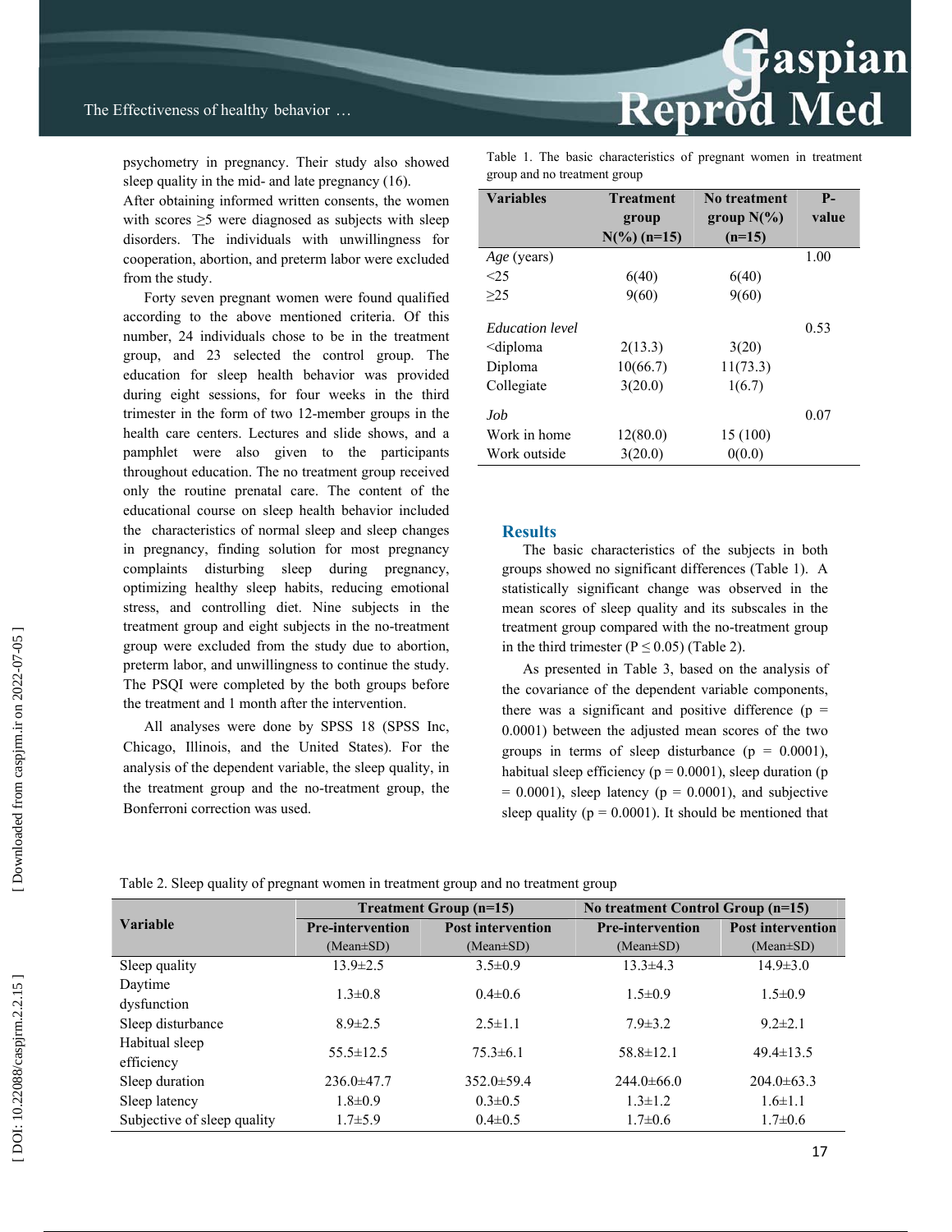psychometry in pregnancy. Their study also showed sleep quality in the mid- and late pregnancy (16).

After obtaining informed written consents, the women with scores ≥5 were diagnosed as subjects with sleep disorders. The individuals with unwillingness for cooperation, abortion, and preterm labor were excluded from the study.

Forty seven pregnant women were found qualified according to the above mentioned criteria. Of this number, 24 individuals chose to be in the treatment group, and 23 selected the control group. The education for sleep health behavior was provided during eight sessions, for four weeks in the third trimester in the form of two 12-member groups in the health care centers. Lectures and slide shows, and a pamphlet were also given to the participants throughout education. The no treatment group received only the routine prenatal care. The content of the educational course on sleep health behavior included the characteristics of normal sleep and sleep changes in pregnancy, finding solution for most pregnancy complaints disturbing sleep during pregnancy, optimizing healthy sleep habits, reducing emotional stress, and controlling diet. Nine subjects in the treatment group and eight subjects in the no-treatment group were excluded from the study due to abortion, preterm labor, and unwillingness to continue the study. The PSQI were completed by the both groups before the treatment and 1 month after the intervention.

All analyses were done by SPSS 18 (SPSS Inc, Chicago, Illinois, and the United States). For the analysis of the dependent variable, the sleep quality, in the treatment group and the no-treatment group, the Bonferroni correction was used.

Table 1. The basic characteristics of pregnant women in treatment group and no treatment group

| Variables | Treatment group N(%) (n=15) | No treatment group N(%) (n=15) | P-value |
|---|---|---|---|
| *Age* (years) | | | 1.00 |
| <25 | 6(40) | 6(40) | |
| ≥25 | 9(60) | 9(60) | |
| *Education level* | | | 0.53 |
| <diploma | 2(13.3) | 3(20) | |
| Diploma | 10(66.7) | 11(73.3) | |
| Collegiate | 3(20.0) | 1(6.7) | |
| *Job* | | | 0.07 |
| Work in home | 12(80.0) | 15 (100) | |
| Work outside | 3(20.0) | 0(0.0) | |

## Results

The basic characteristics of the subjects in both groups showed no significant differences (Table 1). A statistically significant change was observed in the mean scores of sleep quality and its subscales in the treatment group compared with the no-treatment group in the third trimester ($P \leq 0.05$) (Table 2).

As presented in Table 3, based on the analysis of the covariance of the dependent variable components, there was a significant and positive difference ($p = 0.0001$) between the adjusted mean scores of the two groups in terms of sleep disturbance ($p = 0.0001$), habitual sleep efficiency ($p = 0.0001$), sleep duration ($p = 0.0001$), sleep latency ($p = 0.0001$), and subjective sleep quality ($p = 0.0001$). It should be mentioned that

Table 2. Sleep quality of pregnant women in treatment group and no treatment group

| Variable | Treatment Group (n=15) | | No treatment Control Group (n=15) | |
|---|---|---|---|---|
| | Pre-intervention (Mean±SD) | Post intervention (Mean±SD) | Pre-intervention (Mean±SD) | Post intervention (Mean±SD) |
| Sleep quality | 13.9±2.5 | 3.5±0.9 | 13.3±4.3 | 14.9±3.0 |
| Daytime dysfunction | 1.3±0.8 | 0.4±0.6 | 1.5±0.9 | 1.5±0.9 |
| Sleep disturbance | 8.9±2.5 | 2.5±1.1 | 7.9±3.2 | 9.2±2.1 |
| Habitual sleep efficiency | 55.5±12.5 | 75.3±6.1 | 58.8±12.1 | 49.4±13.5 |
| Sleep duration | 236.0±47.7 | 352.0±59.4 | 244.0±66.0 | 204.0±63.3 |
| Sleep latency | 1.8±0.9 | 0.3±0.5 | 1.3±1.2 | 1.6±1.1 |
| Subjective of sleep quality | 1.7±5.9 | 0.4±0.5 | 1.7±0.6 | 1.7±0.6 |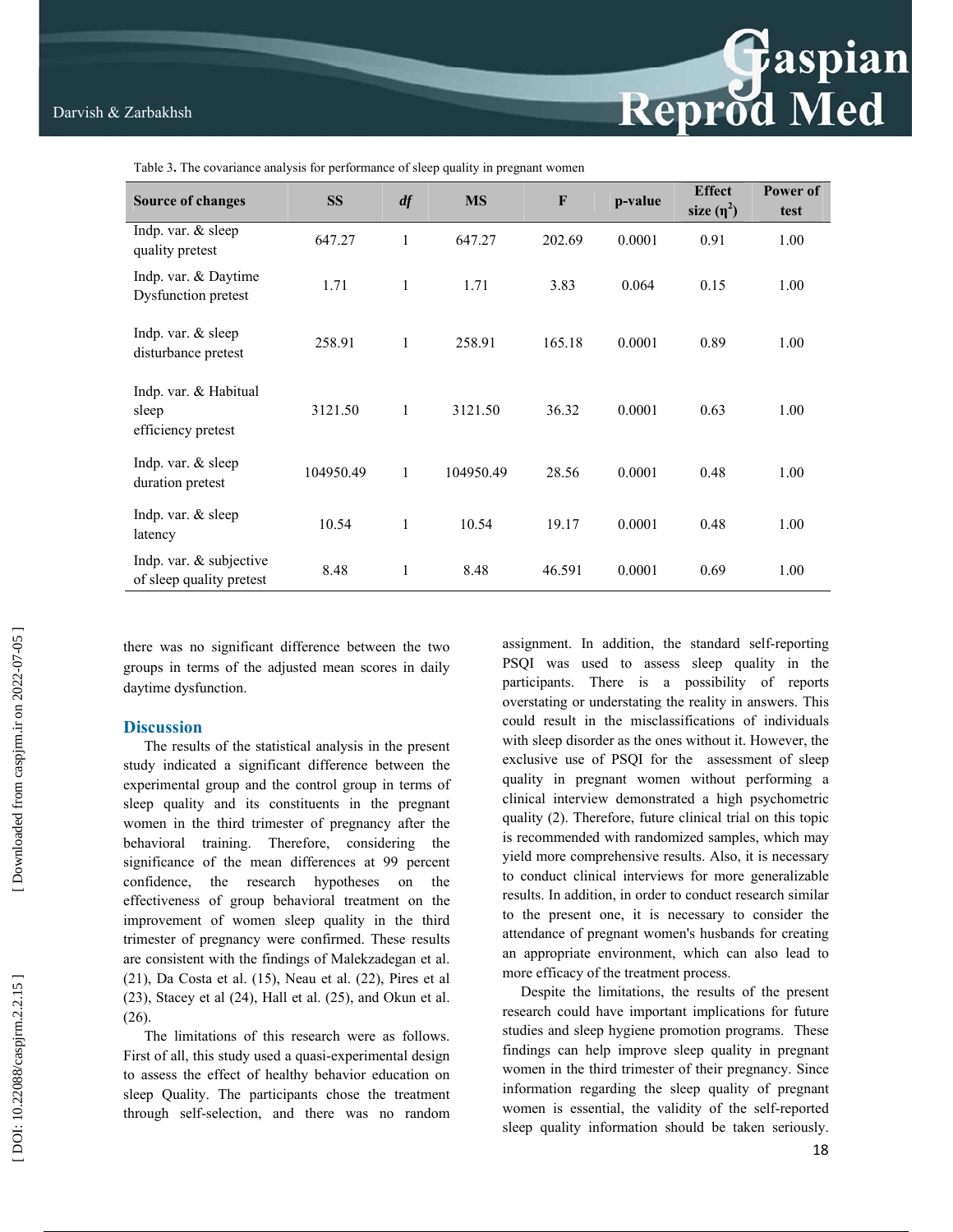Table 3. The covariance analysis for performance of sleep quality in pregnant women

| Source of changes | SS | *df* | MS | F | p-value | Effect size ($\eta^2$) | Power of test |
|---|---|---|---|---|---|---|---|
| Indp. var. & sleep quality pretest | 647.27 | 1 | 647.27 | 202.69 | 0.0001 | 0.91 | 1.00 |
| Indp. var. & Daytime Dysfunction pretest | 1.71 | 1 | 1.71 | 3.83 | 0.064 | 0.15 | 1.00 |
| Indp. var. & sleep disturbance pretest | 258.91 | 1 | 258.91 | 165.18 | 0.0001 | 0.89 | 1.00 |
| Indp. var. & Habitual sleep efficiency pretest | 3121.50 | 1 | 3121.50 | 36.32 | 0.0001 | 0.63 | 1.00 |
| Indp. var. & sleep duration pretest | 104950.49 | 1 | 104950.49 | 28.56 | 0.0001 | 0.48 | 1.00 |
| Indp. var. & sleep latency | 10.54 | 1 | 10.54 | 19.17 | 0.0001 | 0.48 | 1.00 |
| Indp. var. & subjective of sleep quality pretest | 8.48 | 1 | 8.48 | 46.591 | 0.0001 | 0.69 | 1.00 |

there was no significant difference between the two groups in terms of the adjusted mean scores in daily daytime dysfunction.

## Discussion

The results of the statistical analysis in the present study indicated a significant difference between the experimental group and the control group in terms of sleep quality and its constituents in the pregnant women in the third trimester of pregnancy after the behavioral training. Therefore, considering the significance of the mean differences at 99 percent confidence, the research hypotheses on the effectiveness of group behavioral treatment on the improvement of women sleep quality in the third trimester of pregnancy were confirmed. These results are consistent with the findings of Malekzadegan et al. (21), Da Costa et al. (15), Neau et al. (22), Pires et al (23), Stacey et al (24), Hall et al. (25), and Okun et al. (26).

The limitations of this research were as follows. First of all, this study used a quasi-experimental design to assess the effect of healthy behavior education on sleep Quality. The participants chose the treatment through self-selection, and there was no random assignment. In addition, the standard self-reporting PSQI was used to assess sleep quality in the participants. There is a possibility of reports overstating or understating the reality in answers. This could result in the misclassifications of individuals with sleep disorder as the ones without it. However, the exclusive use of PSQI for the assessment of sleep quality in pregnant women without performing a clinical interview demonstrated a high psychometric quality (2). Therefore, future clinical trial on this topic is recommended with randomized samples, which may yield more comprehensive results. Also, it is necessary to conduct clinical interviews for more generalizable results. In addition, in order to conduct research similar to the present one, it is necessary to consider the attendance of pregnant women's husbands for creating an appropriate environment, which can also lead to more efficacy of the treatment process.

Despite the limitations, the results of the present research could have important implications for future studies and sleep hygiene promotion programs. These findings can help improve sleep quality in pregnant women in the third trimester of their pregnancy. Since information regarding the sleep quality of pregnant women is essential, the validity of the self-reported sleep quality information should be taken seriously.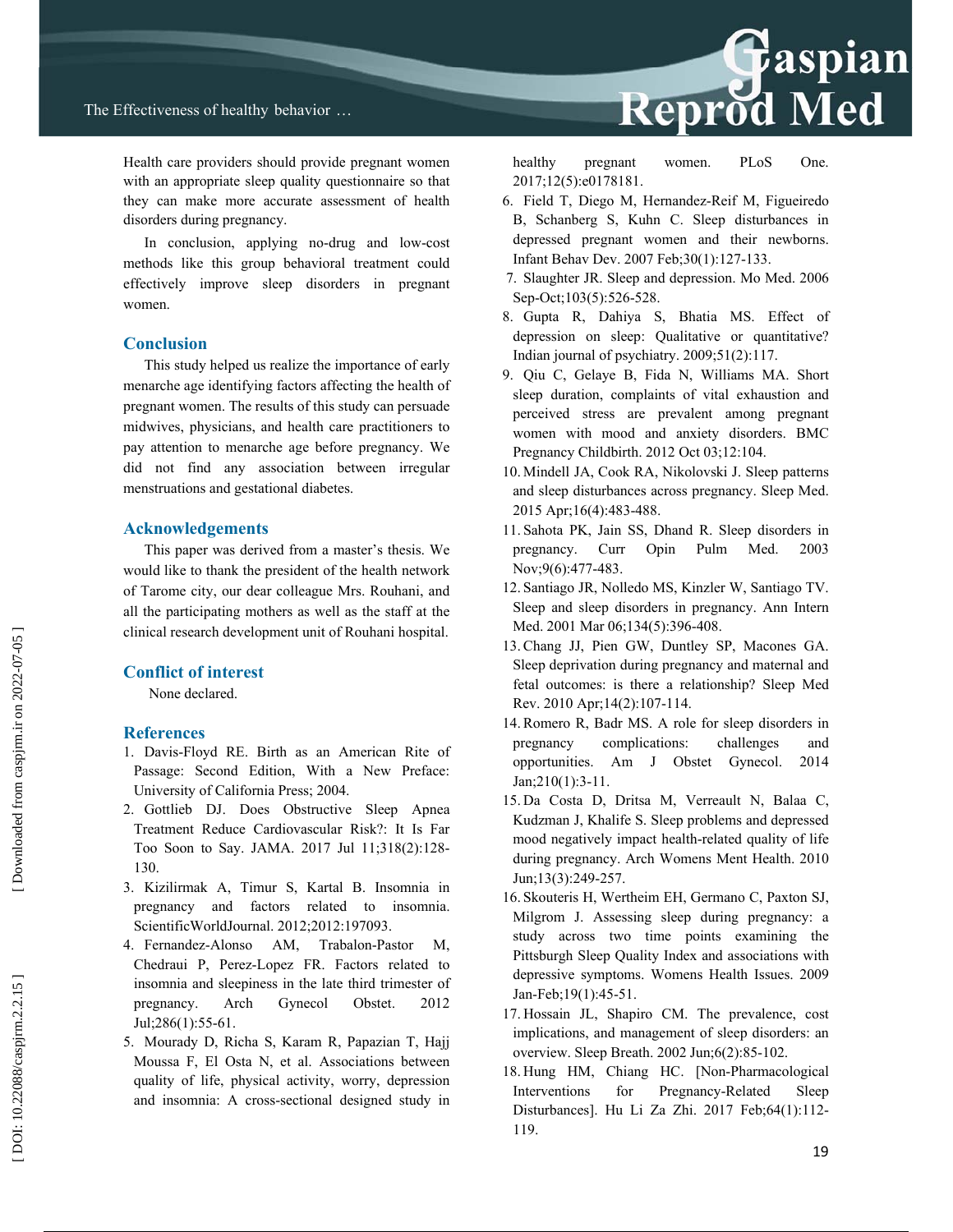Health care providers should provide pregnant women with an appropriate sleep quality questionnaire so that they can make more accurate assessment of health disorders during pregnancy.

In conclusion, applying no-drug and low-cost methods like this group behavioral treatment could effectively improve sleep disorders in pregnant women.

## Conclusion

This study helped us realize the importance of early menarche age identifying factors affecting the health of pregnant women. The results of this study can persuade midwives, physicians, and health care practitioners to pay attention to menarche age before pregnancy. We did not find any association between irregular menstruations and gestational diabetes.

## Acknowledgements

This paper was derived from a master's thesis. We would like to thank the president of the health network of Tarome city, our dear colleague Mrs. Rouhani, and all the participating mothers as well as the staff at the clinical research development unit of Rouhani hospital.

## Conflict of interest

None declared.

## References

1. Davis-Floyd RE. Birth as an American Rite of Passage: Second Edition, With a New Preface: University of California Press; 2004.
2. Gottlieb DJ. Does Obstructive Sleep Apnea Treatment Reduce Cardiovascular Risk?: It Is Far Too Soon to Say. JAMA. 2017 Jul 11;318(2):128-130.
3. Kizilirmak A, Timur S, Kartal B. Insomnia in pregnancy and factors related to insomnia. ScientificWorldJournal. 2012;2012:197093.
4. Fernandez-Alonso AM, Trabalon-Pastor M, Chedraui P, Perez-Lopez FR. Factors related to insomnia and sleepiness in the late third trimester of pregnancy. Arch Gynecol Obstet. 2012 Jul;286(1):55-61.
5. Mourady D, Richa S, Karam R, Papazian T, Hajj Moussa F, El Osta N, et al. Associations between quality of life, physical activity, worry, depression and insomnia: A cross-sectional designed study in healthy pregnant women. PLoS One. 2017;12(5):e0178181.
6. Field T, Diego M, Hernandez-Reif M, Figueiredo B, Schanberg S, Kuhn C. Sleep disturbances in depressed pregnant women and their newborns. Infant Behav Dev. 2007 Feb;30(1):127-133.
7. Slaughter JR. Sleep and depression. Mo Med. 2006 Sep-Oct;103(5):526-528.
8. Gupta R, Dahiya S, Bhatia MS. Effect of depression on sleep: Qualitative or quantitative? Indian journal of psychiatry. 2009;51(2):117.
9. Qiu C, Gelaye B, Fida N, Williams MA. Short sleep duration, complaints of vital exhaustion and perceived stress are prevalent among pregnant women with mood and anxiety disorders. BMC Pregnancy Childbirth. 2012 Oct 03;12:104.
10. Mindell JA, Cook RA, Nikolovski J. Sleep patterns and sleep disturbances across pregnancy. Sleep Med. 2015 Apr;16(4):483-488.
11. Sahota PK, Jain SS, Dhand R. Sleep disorders in pregnancy. Curr Opin Pulm Med. 2003 Nov;9(6):477-483.
12. Santiago JR, Nolledo MS, Kinzler W, Santiago TV. Sleep and sleep disorders in pregnancy. Ann Intern Med. 2001 Mar 06;134(5):396-408.
13. Chang JJ, Pien GW, Duntley SP, Macones GA. Sleep deprivation during pregnancy and maternal and fetal outcomes: is there a relationship? Sleep Med Rev. 2010 Apr;14(2):107-114.
14. Romero R, Badr MS. A role for sleep disorders in pregnancy complications: challenges and opportunities. Am J Obstet Gynecol. 2014 Jan;210(1):3-11.
15. Da Costa D, Dritsa M, Verreault N, Balaa C, Kudzman J, Khalife S. Sleep problems and depressed mood negatively impact health-related quality of life during pregnancy. Arch Womens Ment Health. 2010 Jun;13(3):249-257.
16. Skouteris H, Wertheim EH, Germano C, Paxton SJ, Milgrom J. Assessing sleep during pregnancy: a study across two time points examining the Pittsburgh Sleep Quality Index and associations with depressive symptoms. Womens Health Issues. 2009 Jan-Feb;19(1):45-51.
17. Hossain JL, Shapiro CM. The prevalence, cost implications, and management of sleep disorders: an overview. Sleep Breath. 2002 Jun;6(2):85-102.
18. Hung HM, Chiang HC. [Non-Pharmacological Interventions for Pregnancy-Related Sleep Disturbances]. Hu Li Za Zhi. 2017 Feb;64(1):112-119.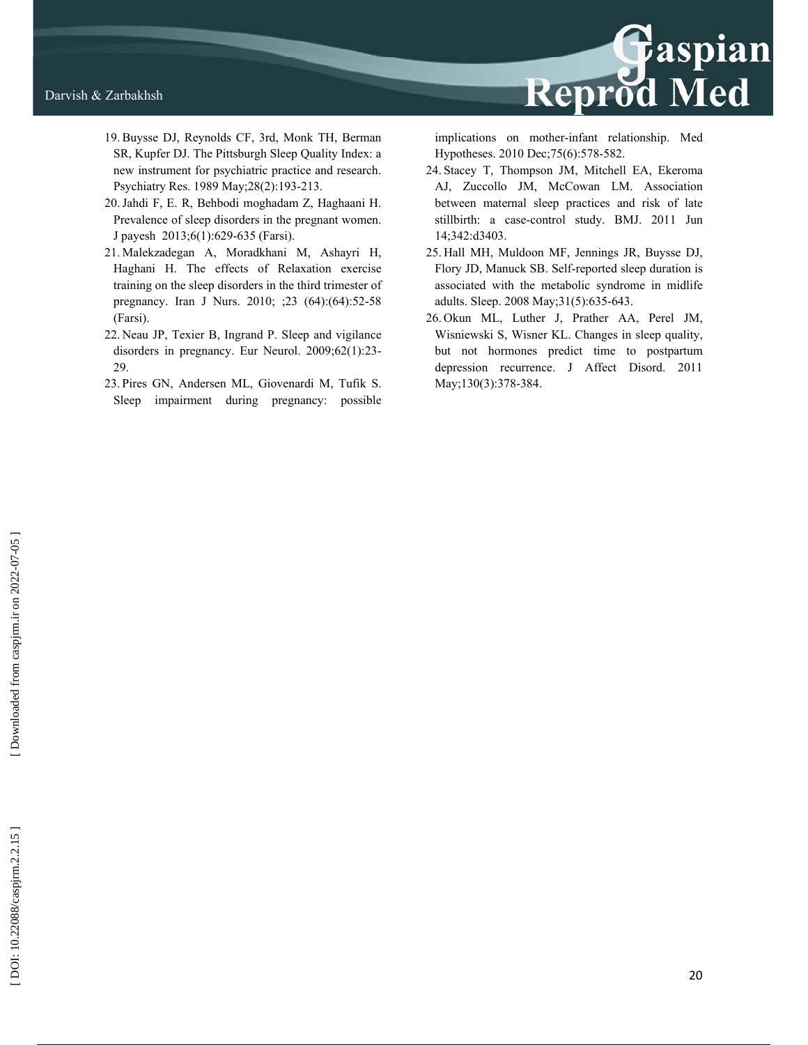19. Buysse DJ, Reynolds CF, 3rd, Monk TH, Berman SR, Kupfer DJ. The Pittsburgh Sleep Quality Index: a new instrument for psychiatric practice and research. Psychiatry Res. 1989 May;28(2):193-213.
20. Jahdi F, E. R, Behbodi moghadam Z, Haghaani H. Prevalence of sleep disorders in the pregnant women. J payesh 2013;6(1):629-635 (Farsi).
21. Malekzadegan A, Moradkhani M, Ashayri H, Haghani H. The effects of Relaxation exercise training on the sleep disorders in the third trimester of pregnancy. Iran J Nurs. 2010; ;23 (64):(64):52-58 (Farsi).
22. Neau JP, Texier B, Ingrand P. Sleep and vigilance disorders in pregnancy. Eur Neurol. 2009;62(1):23-29.
23. Pires GN, Andersen ML, Giovenardi M, Tufik S. Sleep impairment during pregnancy: possible implications on mother-infant relationship. Med Hypotheses. 2010 Dec;75(6):578-582.
24. Stacey T, Thompson JM, Mitchell EA, Ekeroma AJ, Zuccollo JM, McCowan LM. Association between maternal sleep practices and risk of late stillbirth: a case-control study. BMJ. 2011 Jun 14;342:d3403.
25. Hall MH, Muldoon MF, Jennings JR, Buysse DJ, Flory JD, Manuck SB. Self-reported sleep duration is associated with the metabolic syndrome in midlife adults. Sleep. 2008 May;31(5):635-643.
26. Okun ML, Luther J, Prather AA, Perel JM, Wisniewski S, Wisner KL. Changes in sleep quality, but not hormones predict time to postpartum depression recurrence. J Affect Disord. 2011 May;130(3):378-384.